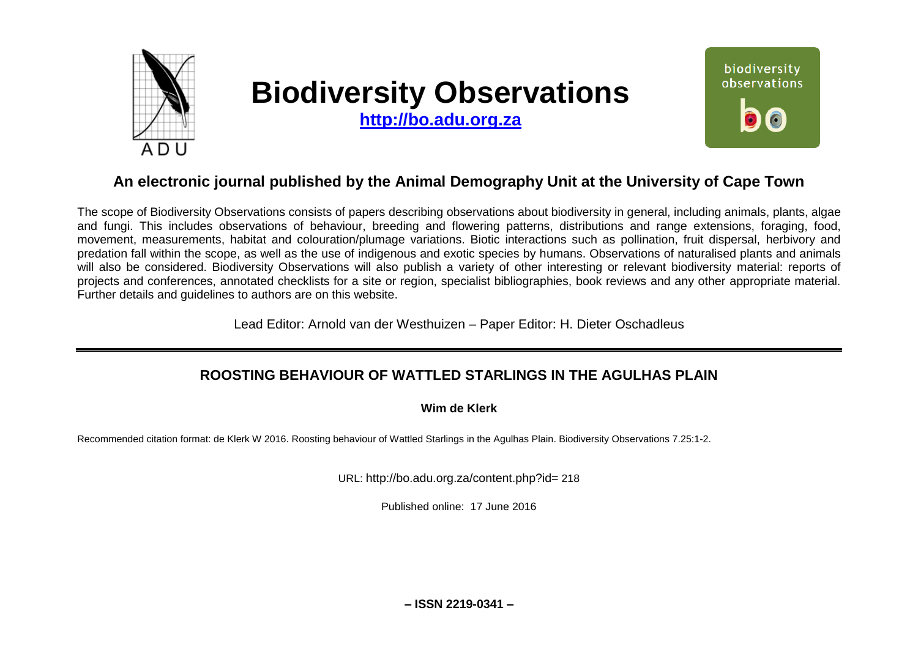# Biodiversity Observations

**http://bo.adu.org.za**

## An electronic journal published by the Animal Demography Unit at the University of Cape Town

The scope of Biodiversity Observations consists of papers describing observations about biodiversity in general, including animals, plants, algae and fungi. This includes observations of behaviour, breeding and flowering patterns, distributions and range extensions, foraging, food, movement, measurements, habitat and colouration/plumage variations. Biotic interactions such as pollination, fruit dispersal, herbivory and predation fall within the scope, as well as the use of indigenous and exotic species by humans. Observations of naturalised plants and animals will also be considered. Biodiversity Observations will also publish a variety of other interesting or relevant biodiversity material: reports of projects and conferences, annotated checklists for a site or region, specialist bibliographies, book reviews and any other appropriate material. Further details and guidelines to authors are on this website.

Lead Editor: Arnold van der Westhuizen – Paper Editor: H. Dieter Oschadleus

---

## ROOSTING BEHAVIOUR OF WATTLED STARLINGS IN THE AGULHAS PLAIN

**Wim de Klerk**

Recommended citation format: de Klerk W 2016. Roosting behaviour of Wattled Starlings in the Agulhas Plain. Biodiversity Observations 7.25:1-2.

URL: http://bo.adu.org.za/content.php?id= 218

Published online: 17 June 2016

**– ISSN 2219-0341 –**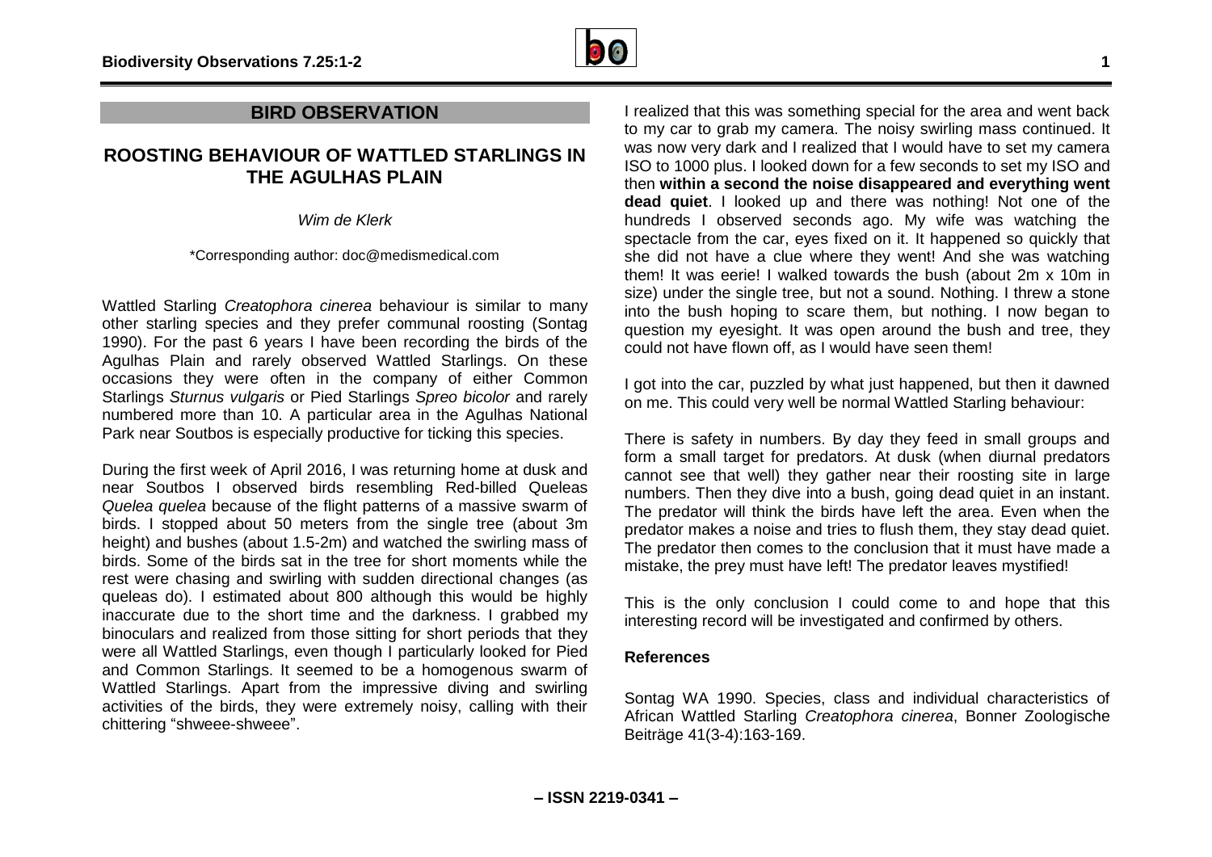## BIRD OBSERVATION

# ROOSTING BEHAVIOUR OF WATTLED STARLINGS IN THE AGULHAS PLAIN

*Wim de Klerk*

*Corresponding author: doc@medismedical.com

Wattled Starling *Creatophora cinerea* behaviour is similar to many other starling species and they prefer communal roosting (Sontag 1990). For the past 6 years I have been recording the birds of the Agulhas Plain and rarely observed Wattled Starlings. On these occasions they were often in the company of either Common Starlings *Sturnus vulgaris* or Pied Starlings *Spreo bicolor* and rarely numbered more than 10. A particular area in the Agulhas National Park near Soutbos is especially productive for ticking this species.

During the first week of April 2016, I was returning home at dusk and near Soutbos I observed birds resembling Red-billed Queleas *Quelea quelea* because of the flight patterns of a massive swarm of birds. I stopped about 50 meters from the single tree (about 3m height) and bushes (about 1.5-2m) and watched the swirling mass of birds. Some of the birds sat in the tree for short moments while the rest were chasing and swirling with sudden directional changes (as queleas do). I estimated about 800 although this would be highly inaccurate due to the short time and the darkness. I grabbed my binoculars and realized from those sitting for short periods that they were all Wattled Starlings, even though I particularly looked for Pied and Common Starlings. It seemed to be a homogenous swarm of Wattled Starlings. Apart from the impressive diving and swirling activities of the birds, they were extremely noisy, calling with their chittering "shweee-shweee".

I realized that this was something special for the area and went back to my car to grab my camera. The noisy swirling mass continued. It was now very dark and I realized that I would have to set my camera ISO to 1000 plus. I looked down for a few seconds to set my ISO and then **within a second the noise disappeared and everything went dead quiet**. I looked up and there was nothing! Not one of the hundreds I observed seconds ago. My wife was watching the spectacle from the car, eyes fixed on it. It happened so quickly that she did not have a clue where they went! And she was watching them! It was eerie! I walked towards the bush (about 2m x 10m in size) under the single tree, but not a sound. Nothing. I threw a stone into the bush hoping to scare them, but nothing. I now began to question my eyesight. It was open around the bush and tree, they could not have flown off, as I would have seen them!

I got into the car, puzzled by what just happened, but then it dawned on me. This could very well be normal Wattled Starling behaviour:

There is safety in numbers. By day they feed in small groups and form a small target for predators. At dusk (when diurnal predators cannot see that well) they gather near their roosting site in large numbers. Then they dive into a bush, going dead quiet in an instant. The predator will think the birds have left the area. Even when the predator makes a noise and tries to flush them, they stay dead quiet. The predator then comes to the conclusion that it must have made a mistake, the prey must have left! The predator leaves mystified!

This is the only conclusion I could come to and hope that this interesting record will be investigated and confirmed by others.

### References

Sontag WA 1990. Species, class and individual characteristics of African Wattled Starling *Creatophora cinerea*, Bonner Zoologische Beiträge 41(3-4):163-169.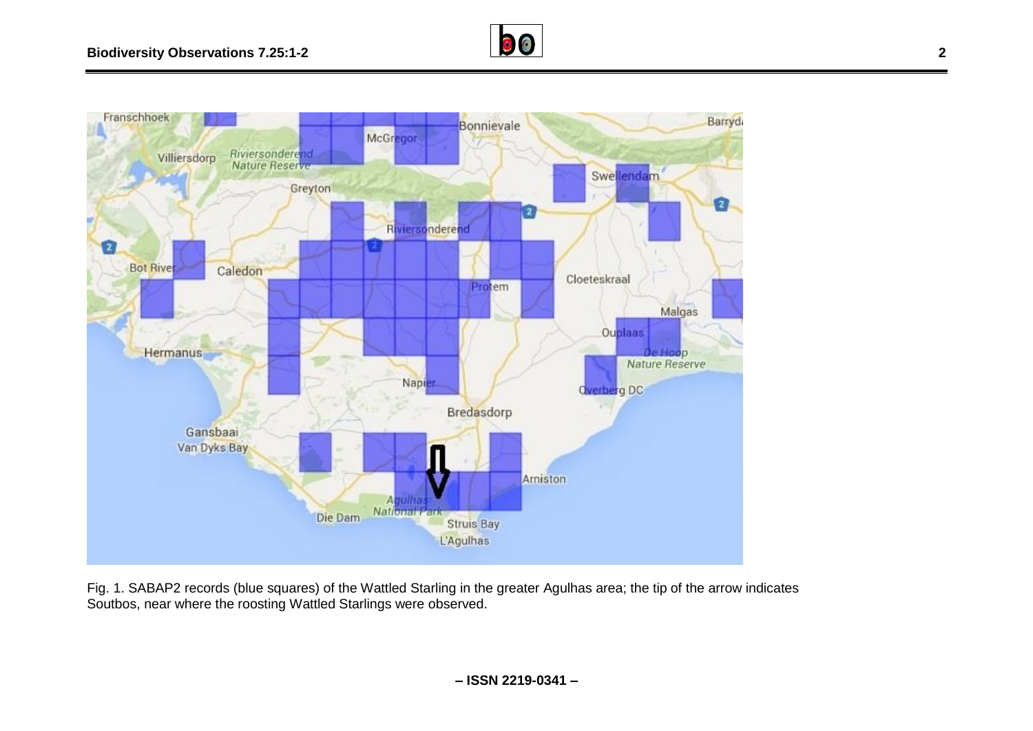Franschhoek
Bonnievale
Barrydale
McGregor
Villiersdorp
Riviersonderend Nature Reserve
Swellendam
Greyton
Riviersonderend
Bot River
Caledon
Protem
Cloeteskraal
Malgas
Ouplaas
Hermanus
De Hoop Nature Reserve
Napier
Overberg DC
Bredasdorp
Gansbaai
Van Dyks Bay
Arniston
Agulhas National Park
Die Dam
Struis Bay
L'Agulhas

Fig. 1. SABAP2 records (blue squares) of the Wattled Starling in the greater Agulhas area; the tip of the arrow indicates Soutbos, near where the roosting Wattled Starlings were observed.

– ISSN 2219-0341 –